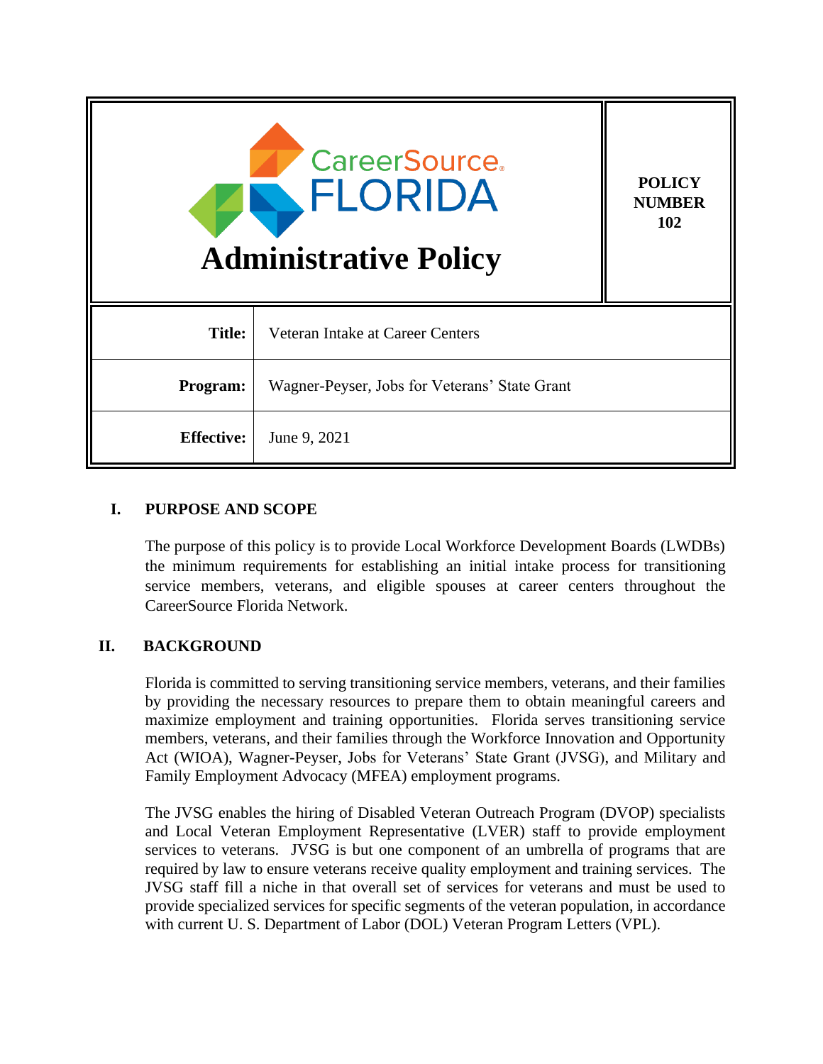CareerSource FLORIDA

# Administrative Policy

**POLICY NUMBER 102**

| | |
|---|---|
| **Title:** | Veteran Intake at Career Centers |
| **Program:** | Wagner-Peyser, Jobs for Veterans' State Grant |
| **Effective:** | June 9, 2021 |

## I. PURPOSE AND SCOPE

The purpose of this policy is to provide Local Workforce Development Boards (LWDBs) the minimum requirements for establishing an initial intake process for transitioning service members, veterans, and eligible spouses at career centers throughout the CareerSource Florida Network.

## II. BACKGROUND

Florida is committed to serving transitioning service members, veterans, and their families by providing the necessary resources to prepare them to obtain meaningful careers and maximize employment and training opportunities. Florida serves transitioning service members, veterans, and their families through the Workforce Innovation and Opportunity Act (WIOA), Wagner-Peyser, Jobs for Veterans' State Grant (JVSG), and Military and Family Employment Advocacy (MFEA) employment programs.

The JVSG enables the hiring of Disabled Veteran Outreach Program (DVOP) specialists and Local Veteran Employment Representative (LVER) staff to provide employment services to veterans. JVSG is but one component of an umbrella of programs that are required by law to ensure veterans receive quality employment and training services. The JVSG staff fill a niche in that overall set of services for veterans and must be used to provide specialized services for specific segments of the veteran population, in accordance with current U. S. Department of Labor (DOL) Veteran Program Letters (VPL).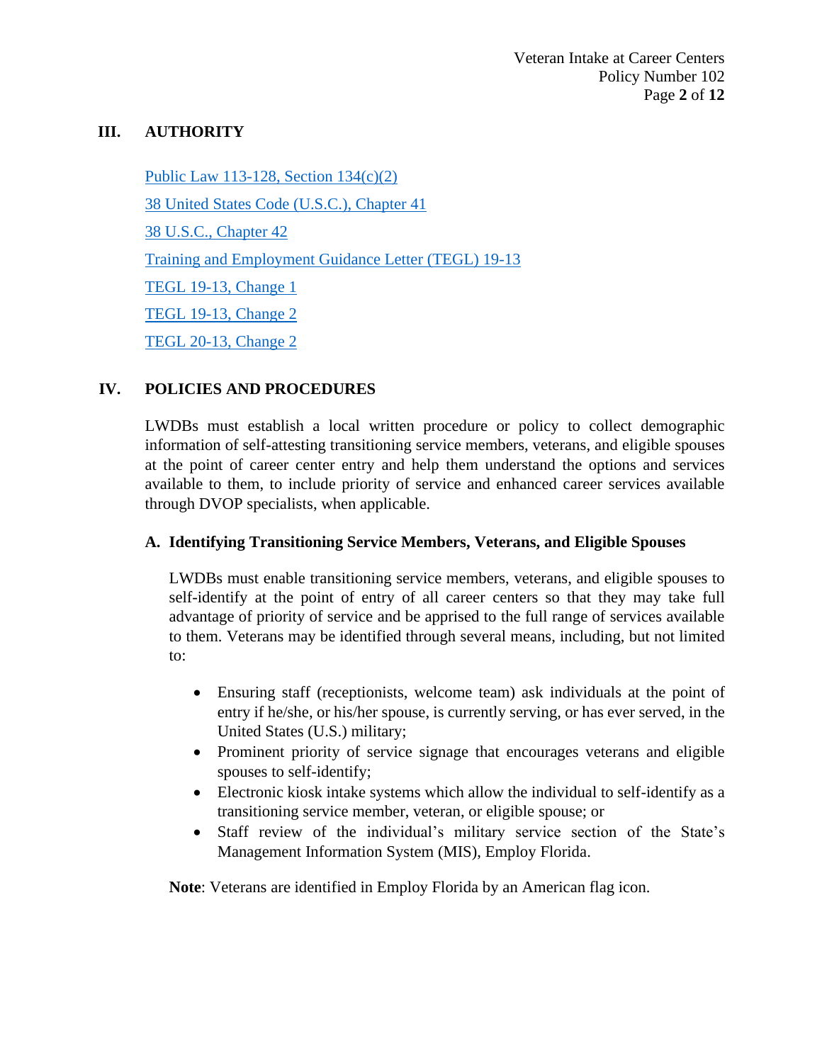## III. AUTHORITY

Public Law 113-128, Section 134(c)(2)

38 United States Code (U.S.C.), Chapter 41

38 U.S.C., Chapter 42

Training and Employment Guidance Letter (TEGL) 19-13

TEGL 19-13, Change 1

TEGL 19-13, Change 2

TEGL 20-13, Change 2

## IV. POLICIES AND PROCEDURES

LWDBs must establish a local written procedure or policy to collect demographic information of self-attesting transitioning service members, veterans, and eligible spouses at the point of career center entry and help them understand the options and services available to them, to include priority of service and enhanced career services available through DVOP specialists, when applicable.

### A. Identifying Transitioning Service Members, Veterans, and Eligible Spouses

LWDBs must enable transitioning service members, veterans, and eligible spouses to self-identify at the point of entry of all career centers so that they may take full advantage of priority of service and be apprised to the full range of services available to them. Veterans may be identified through several means, including, but not limited to:

- Ensuring staff (receptionists, welcome team) ask individuals at the point of entry if he/she, or his/her spouse, is currently serving, or has ever served, in the United States (U.S.) military;
- Prominent priority of service signage that encourages veterans and eligible spouses to self-identify;
- Electronic kiosk intake systems which allow the individual to self-identify as a transitioning service member, veteran, or eligible spouse; or
- Staff review of the individual's military service section of the State's Management Information System (MIS), Employ Florida.

**Note**: Veterans are identified in Employ Florida by an American flag icon.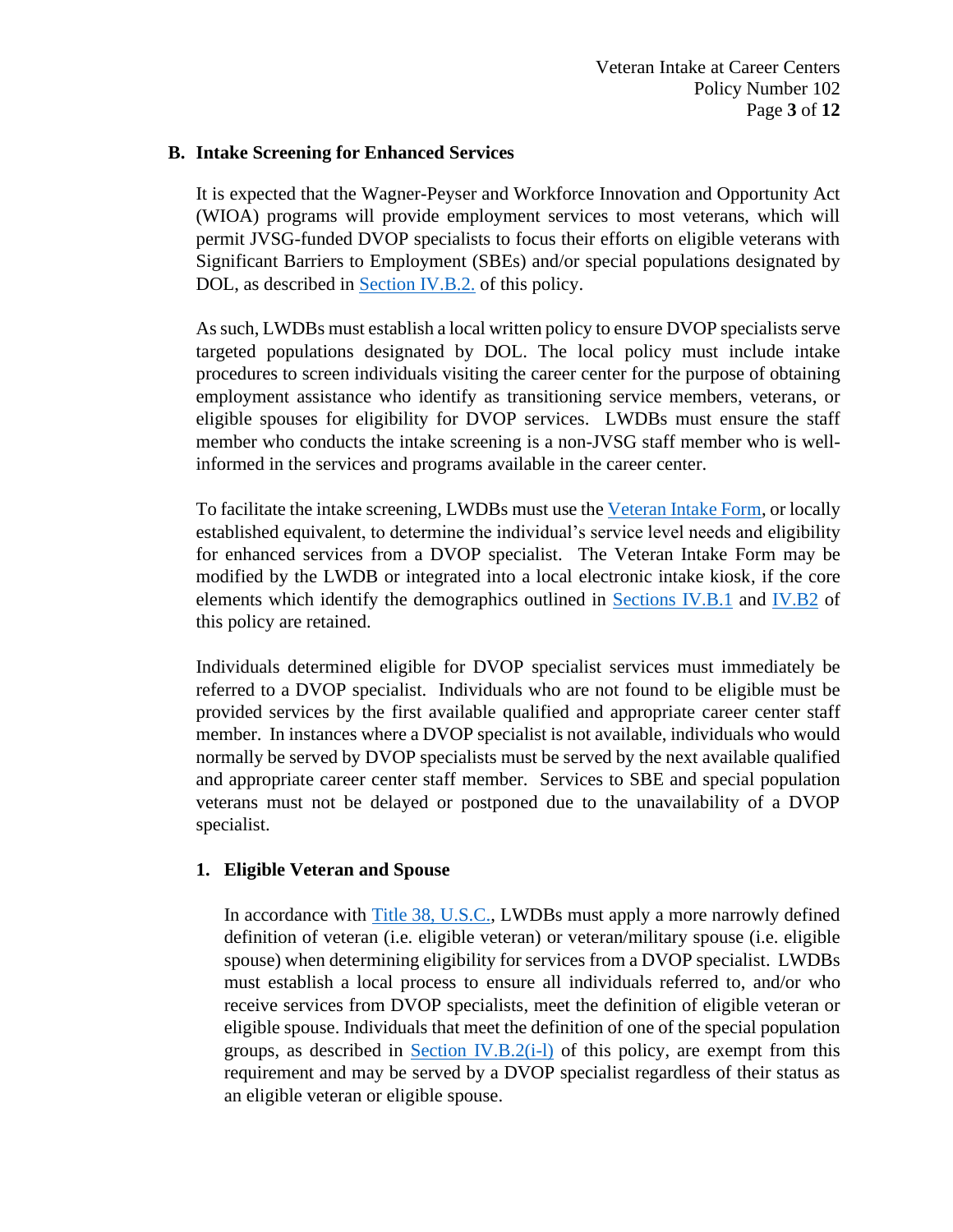## B. Intake Screening for Enhanced Services

It is expected that the Wagner-Peyser and Workforce Innovation and Opportunity Act (WIOA) programs will provide employment services to most veterans, which will permit JVSG-funded DVOP specialists to focus their efforts on eligible veterans with Significant Barriers to Employment (SBEs) and/or special populations designated by DOL, as described in Section IV.B.2. of this policy.

As such, LWDBs must establish a local written policy to ensure DVOP specialists serve targeted populations designated by DOL. The local policy must include intake procedures to screen individuals visiting the career center for the purpose of obtaining employment assistance who identify as transitioning service members, veterans, or eligible spouses for eligibility for DVOP services. LWDBs must ensure the staff member who conducts the intake screening is a non-JVSG staff member who is well-informed in the services and programs available in the career center.

To facilitate the intake screening, LWDBs must use the Veteran Intake Form, or locally established equivalent, to determine the individual's service level needs and eligibility for enhanced services from a DVOP specialist. The Veteran Intake Form may be modified by the LWDB or integrated into a local electronic intake kiosk, if the core elements which identify the demographics outlined in Sections IV.B.1 and IV.B2 of this policy are retained.

Individuals determined eligible for DVOP specialist services must immediately be referred to a DVOP specialist. Individuals who are not found to be eligible must be provided services by the first available qualified and appropriate career center staff member. In instances where a DVOP specialist is not available, individuals who would normally be served by DVOP specialists must be served by the next available qualified and appropriate career center staff member. Services to SBE and special population veterans must not be delayed or postponed due to the unavailability of a DVOP specialist.

### 1. Eligible Veteran and Spouse

In accordance with Title 38, U.S.C., LWDBs must apply a more narrowly defined definition of veteran (i.e. eligible veteran) or veteran/military spouse (i.e. eligible spouse) when determining eligibility for services from a DVOP specialist. LWDBs must establish a local process to ensure all individuals referred to, and/or who receive services from DVOP specialists, meet the definition of eligible veteran or eligible spouse. Individuals that meet the definition of one of the special population groups, as described in Section IV.B.2(i-l) of this policy, are exempt from this requirement and may be served by a DVOP specialist regardless of their status as an eligible veteran or eligible spouse.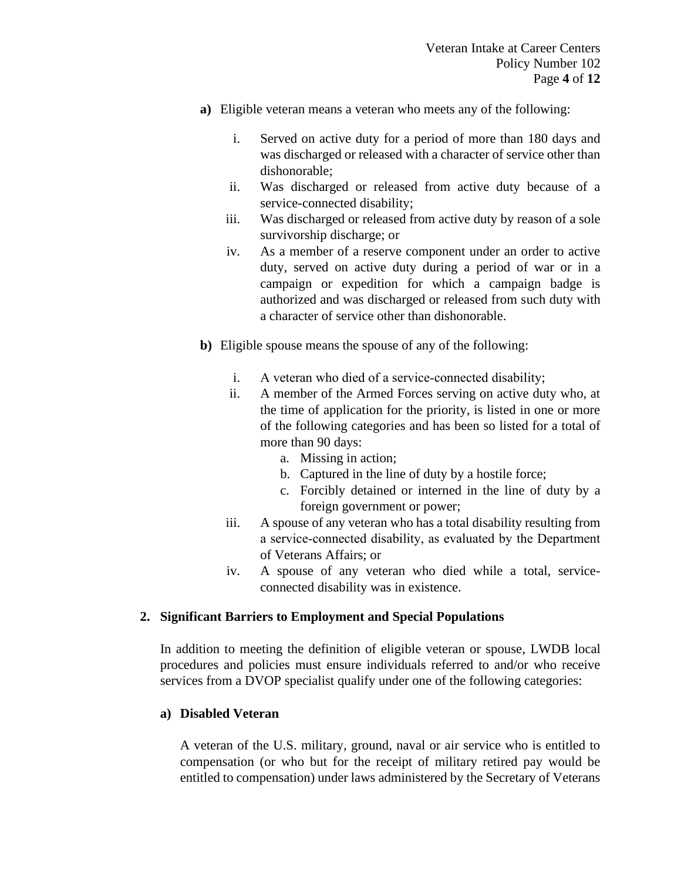**a)** Eligible veteran means a veteran who meets any of the following:

i. Served on active duty for a period of more than 180 days and was discharged or released with a character of service other than dishonorable;

ii. Was discharged or released from active duty because of a service-connected disability;

iii. Was discharged or released from active duty by reason of a sole survivorship discharge; or

iv. As a member of a reserve component under an order to active duty, served on active duty during a period of war or in a campaign or expedition for which a campaign badge is authorized and was discharged or released from such duty with a character of service other than dishonorable.

**b)** Eligible spouse means the spouse of any of the following:

i. A veteran who died of a service-connected disability;

ii. A member of the Armed Forces serving on active duty who, at the time of application for the priority, is listed in one or more of the following categories and has been so listed for a total of more than 90 days:
   a. Missing in action;
   b. Captured in the line of duty by a hostile force;
   c. Forcibly detained or interned in the line of duty by a foreign government or power;

iii. A spouse of any veteran who has a total disability resulting from a service-connected disability, as evaluated by the Department of Veterans Affairs; or

iv. A spouse of any veteran who died while a total, service-connected disability was in existence.

## 2. Significant Barriers to Employment and Special Populations

In addition to meeting the definition of eligible veteran or spouse, LWDB local procedures and policies must ensure individuals referred to and/or who receive services from a DVOP specialist qualify under one of the following categories:

### a) Disabled Veteran

A veteran of the U.S. military, ground, naval or air service who is entitled to compensation (or who but for the receipt of military retired pay would be entitled to compensation) under laws administered by the Secretary of Veterans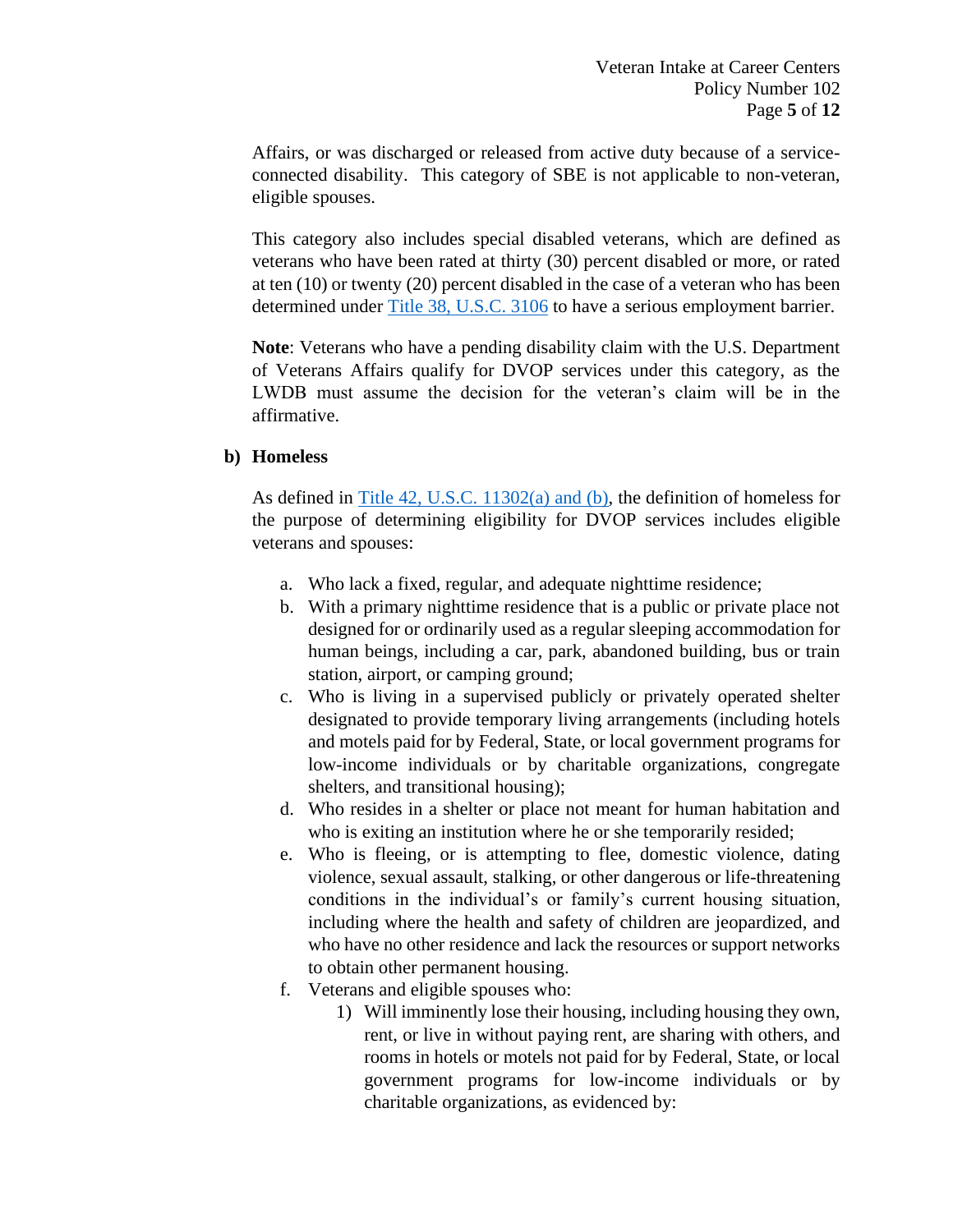Affairs, or was discharged or released from active duty because of a service-connected disability. This category of SBE is not applicable to non-veteran, eligible spouses.

This category also includes special disabled veterans, which are defined as veterans who have been rated at thirty (30) percent disabled or more, or rated at ten (10) or twenty (20) percent disabled in the case of a veteran who has been determined under Title 38, U.S.C. 3106 to have a serious employment barrier.

**Note**: Veterans who have a pending disability claim with the U.S. Department of Veterans Affairs qualify for DVOP services under this category, as the LWDB must assume the decision for the veteran's claim will be in the affirmative.

**b) Homeless**

As defined in Title 42, U.S.C. 11302(a) and (b), the definition of homeless for the purpose of determining eligibility for DVOP services includes eligible veterans and spouses:

a. Who lack a fixed, regular, and adequate nighttime residence;
b. With a primary nighttime residence that is a public or private place not designed for or ordinarily used as a regular sleeping accommodation for human beings, including a car, park, abandoned building, bus or train station, airport, or camping ground;
c. Who is living in a supervised publicly or privately operated shelter designated to provide temporary living arrangements (including hotels and motels paid for by Federal, State, or local government programs for low-income individuals or by charitable organizations, congregate shelters, and transitional housing);
d. Who resides in a shelter or place not meant for human habitation and who is exiting an institution where he or she temporarily resided;
e. Who is fleeing, or is attempting to flee, domestic violence, dating violence, sexual assault, stalking, or other dangerous or life-threatening conditions in the individual's or family's current housing situation, including where the health and safety of children are jeopardized, and who have no other residence and lack the resources or support networks to obtain other permanent housing.
f. Veterans and eligible spouses who:
    1) Will imminently lose their housing, including housing they own, rent, or live in without paying rent, are sharing with others, and rooms in hotels or motels not paid for by Federal, State, or local government programs for low-income individuals or by charitable organizations, as evidenced by: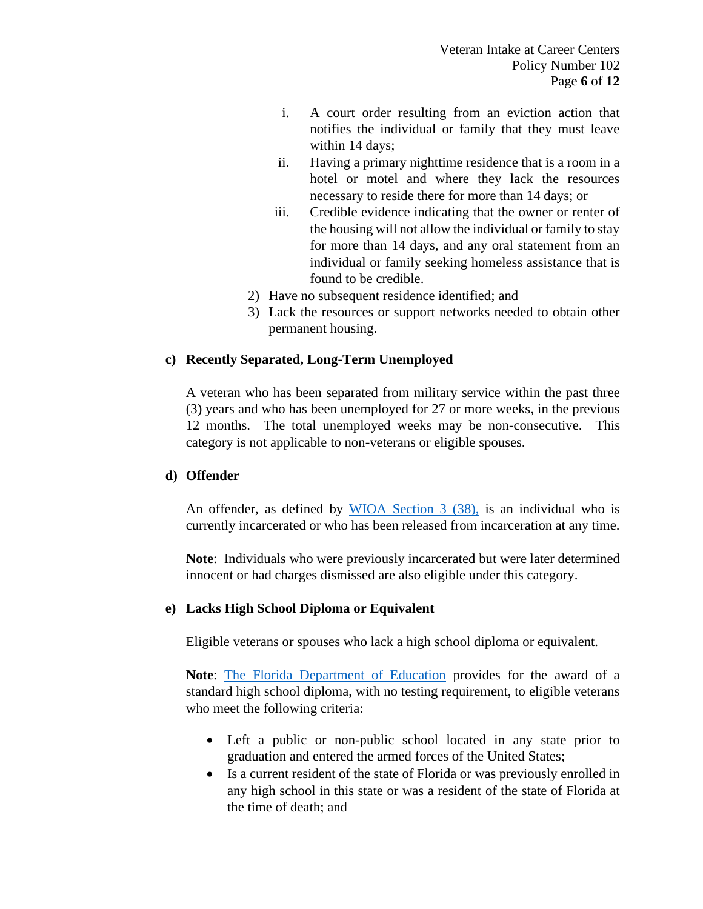i. A court order resulting from an eviction action that notifies the individual or family that they must leave within 14 days;
   ii. Having a primary nighttime residence that is a room in a hotel or motel and where they lack the resources necessary to reside there for more than 14 days; or
   iii. Credible evidence indicating that the owner or renter of the housing will not allow the individual or family to stay for more than 14 days, and any oral statement from an individual or family seeking homeless assistance that is found to be credible.
2) Have no subsequent residence identified; and
3) Lack the resources or support networks needed to obtain other permanent housing.

**c) Recently Separated, Long-Term Unemployed**

A veteran who has been separated from military service within the past three (3) years and who has been unemployed for 27 or more weeks, in the previous 12 months. The total unemployed weeks may be non-consecutive. This category is not applicable to non-veterans or eligible spouses.

**d) Offender**

An offender, as defined by [WIOA Section 3 (38),]() is an individual who is currently incarcerated or who has been released from incarceration at any time.

**Note**: Individuals who were previously incarcerated but were later determined innocent or had charges dismissed are also eligible under this category.

**e) Lacks High School Diploma or Equivalent**

Eligible veterans or spouses who lack a high school diploma or equivalent.

**Note**: [The Florida Department of Education]() provides for the award of a standard high school diploma, with no testing requirement, to eligible veterans who meet the following criteria:

- Left a public or non-public school located in any state prior to graduation and entered the armed forces of the United States;
- Is a current resident of the state of Florida or was previously enrolled in any high school in this state or was a resident of the state of Florida at the time of death; and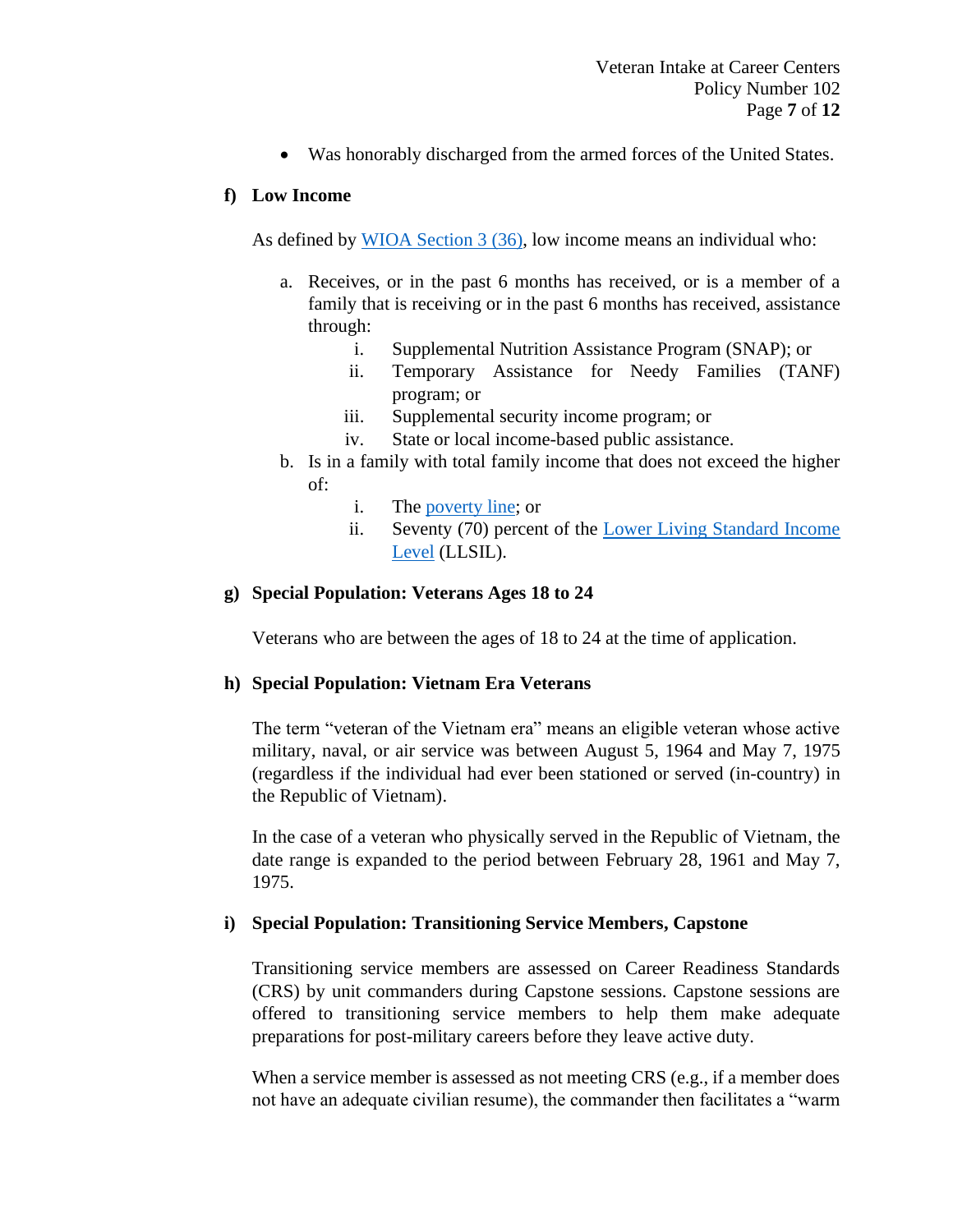- Was honorably discharged from the armed forces of the United States.

#### f) Low Income

As defined by [WIOA Section 3 (36)](), low income means an individual who:

a. Receives, or in the past 6 months has received, or is a member of a family that is receiving or in the past 6 months has received, assistance through:
   i. Supplemental Nutrition Assistance Program (SNAP); or
   ii. Temporary Assistance for Needy Families (TANF) program; or
   iii. Supplemental security income program; or
   iv. State or local income-based public assistance.

b. Is in a family with total family income that does not exceed the higher of:
   i. The [poverty line](); or
   ii. Seventy (70) percent of the [Lower Living Standard Income Level]() (LLSIL).

#### g) Special Population: Veterans Ages 18 to 24

Veterans who are between the ages of 18 to 24 at the time of application.

#### h) Special Population: Vietnam Era Veterans

The term "veteran of the Vietnam era" means an eligible veteran whose active military, naval, or air service was between August 5, 1964 and May 7, 1975 (regardless if the individual had ever been stationed or served (in-country) in the Republic of Vietnam).

In the case of a veteran who physically served in the Republic of Vietnam, the date range is expanded to the period between February 28, 1961 and May 7, 1975.

#### i) Special Population: Transitioning Service Members, Capstone

Transitioning service members are assessed on Career Readiness Standards (CRS) by unit commanders during Capstone sessions. Capstone sessions are offered to transitioning service members to help them make adequate preparations for post-military careers before they leave active duty.

When a service member is assessed as not meeting CRS (e.g., if a member does not have an adequate civilian resume), the commander then facilitates a "warm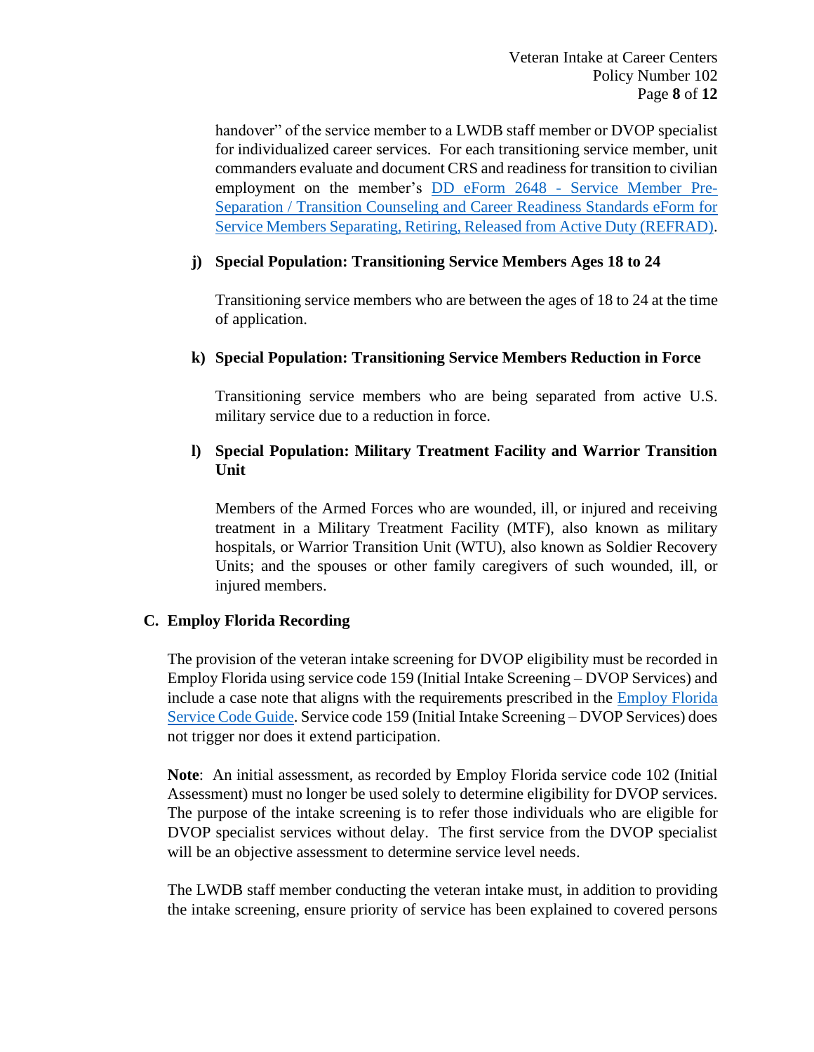handover" of the service member to a LWDB staff member or DVOP specialist for individualized career services. For each transitioning service member, unit commanders evaluate and document CRS and readiness for transition to civilian employment on the member's [DD eForm 2648 - Service Member Pre-Separation / Transition Counseling and Career Readiness Standards eForm for Service Members Separating, Retiring, Released from Active Duty (REFRAD)](#).

**j) Special Population: Transitioning Service Members Ages 18 to 24**

Transitioning service members who are between the ages of 18 to 24 at the time of application.

**k) Special Population: Transitioning Service Members Reduction in Force**

Transitioning service members who are being separated from active U.S. military service due to a reduction in force.

**l) Special Population: Military Treatment Facility and Warrior Transition Unit**

Members of the Armed Forces who are wounded, ill, or injured and receiving treatment in a Military Treatment Facility (MTF), also known as military hospitals, or Warrior Transition Unit (WTU), also known as Soldier Recovery Units; and the spouses or other family caregivers of such wounded, ill, or injured members.

## C. Employ Florida Recording

The provision of the veteran intake screening for DVOP eligibility must be recorded in Employ Florida using service code 159 (Initial Intake Screening – DVOP Services) and include a case note that aligns with the requirements prescribed in the [Employ Florida Service Code Guide](#). Service code 159 (Initial Intake Screening – DVOP Services) does not trigger nor does it extend participation.

**Note**: An initial assessment, as recorded by Employ Florida service code 102 (Initial Assessment) must no longer be used solely to determine eligibility for DVOP services. The purpose of the intake screening is to refer those individuals who are eligible for DVOP specialist services without delay. The first service from the DVOP specialist will be an objective assessment to determine service level needs.

The LWDB staff member conducting the veteran intake must, in addition to providing the intake screening, ensure priority of service has been explained to covered persons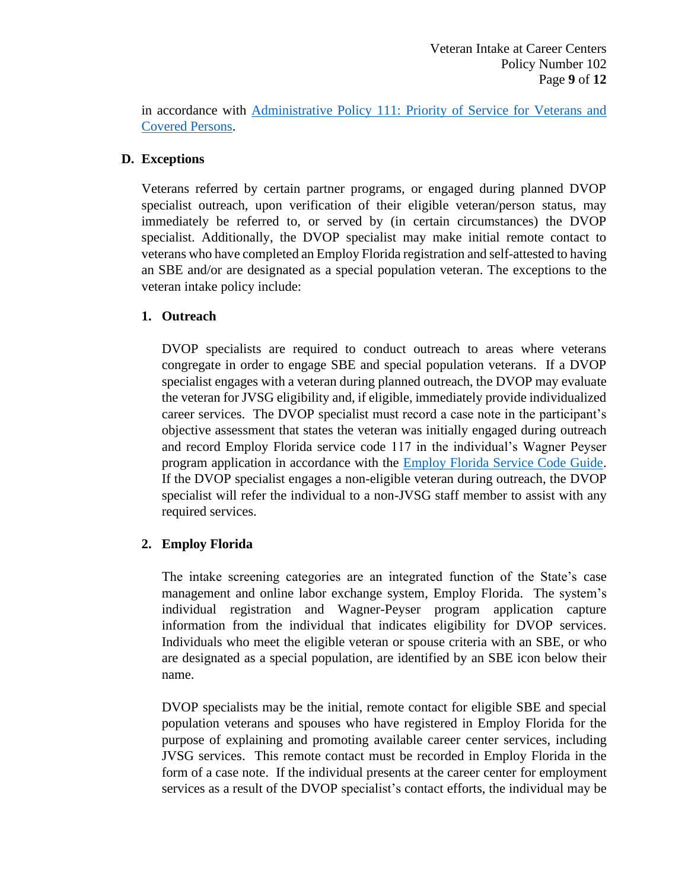in accordance with [Administrative Policy 111: Priority of Service for Veterans and Covered Persons](#).

## D. Exceptions

Veterans referred by certain partner programs, or engaged during planned DVOP specialist outreach, upon verification of their eligible veteran/person status, may immediately be referred to, or served by (in certain circumstances) the DVOP specialist. Additionally, the DVOP specialist may make initial remote contact to veterans who have completed an Employ Florida registration and self-attested to having an SBE and/or are designated as a special population veteran. The exceptions to the veteran intake policy include:

### 1. Outreach

DVOP specialists are required to conduct outreach to areas where veterans congregate in order to engage SBE and special population veterans. If a DVOP specialist engages with a veteran during planned outreach, the DVOP may evaluate the veteran for JVSG eligibility and, if eligible, immediately provide individualized career services. The DVOP specialist must record a case note in the participant's objective assessment that states the veteran was initially engaged during outreach and record Employ Florida service code 117 in the individual's Wagner Peyser program application in accordance with the [Employ Florida Service Code Guide](#). If the DVOP specialist engages a non-eligible veteran during outreach, the DVOP specialist will refer the individual to a non-JVSG staff member to assist with any required services.

### 2. Employ Florida

The intake screening categories are an integrated function of the State's case management and online labor exchange system, Employ Florida. The system's individual registration and Wagner-Peyser program application capture information from the individual that indicates eligibility for DVOP services. Individuals who meet the eligible veteran or spouse criteria with an SBE, or who are designated as a special population, are identified by an SBE icon below their name.

DVOP specialists may be the initial, remote contact for eligible SBE and special population veterans and spouses who have registered in Employ Florida for the purpose of explaining and promoting available career center services, including JVSG services. This remote contact must be recorded in Employ Florida in the form of a case note. If the individual presents at the career center for employment services as a result of the DVOP specialist's contact efforts, the individual may be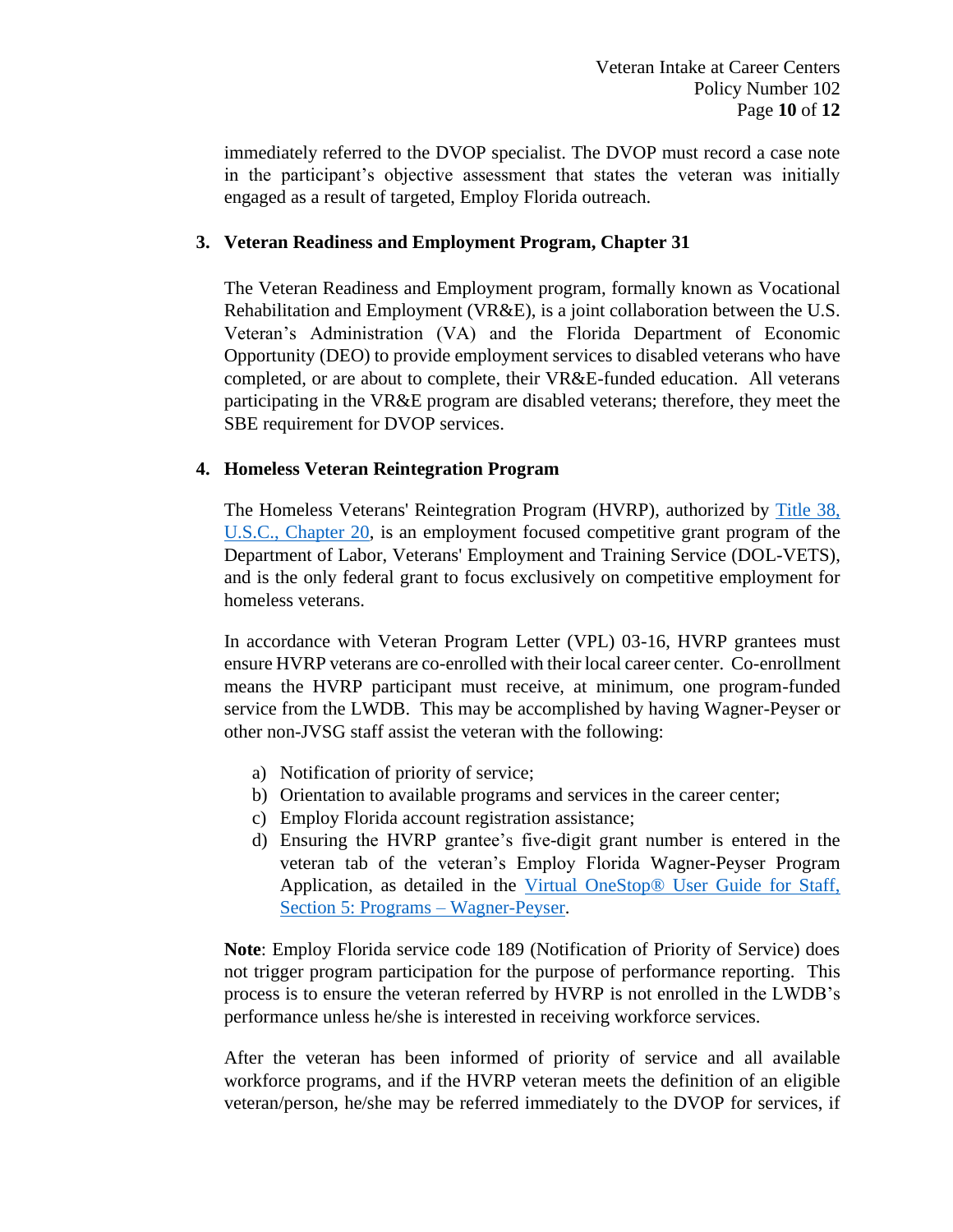immediately referred to the DVOP specialist. The DVOP must record a case note in the participant's objective assessment that states the veteran was initially engaged as a result of targeted, Employ Florida outreach.

### 3. Veteran Readiness and Employment Program, Chapter 31

The Veteran Readiness and Employment program, formally known as Vocational Rehabilitation and Employment (VR&E), is a joint collaboration between the U.S. Veteran's Administration (VA) and the Florida Department of Economic Opportunity (DEO) to provide employment services to disabled veterans who have completed, or are about to complete, their VR&E-funded education. All veterans participating in the VR&E program are disabled veterans; therefore, they meet the SBE requirement for DVOP services.

### 4. Homeless Veteran Reintegration Program

The Homeless Veterans' Reintegration Program (HVRP), authorized by [Title 38, U.S.C., Chapter 20](), is an employment focused competitive grant program of the Department of Labor, Veterans' Employment and Training Service (DOL-VETS), and is the only federal grant to focus exclusively on competitive employment for homeless veterans.

In accordance with Veteran Program Letter (VPL) 03-16, HVRP grantees must ensure HVRP veterans are co-enrolled with their local career center. Co-enrollment means the HVRP participant must receive, at minimum, one program-funded service from the LWDB. This may be accomplished by having Wagner-Peyser or other non-JVSG staff assist the veteran with the following:

a) Notification of priority of service;
b) Orientation to available programs and services in the career center;
c) Employ Florida account registration assistance;
d) Ensuring the HVRP grantee's five-digit grant number is entered in the veteran tab of the veteran's Employ Florida Wagner-Peyser Program Application, as detailed in the [Virtual OneStop® User Guide for Staff, Section 5: Programs – Wagner-Peyser]().

**Note**: Employ Florida service code 189 (Notification of Priority of Service) does not trigger program participation for the purpose of performance reporting. This process is to ensure the veteran referred by HVRP is not enrolled in the LWDB's performance unless he/she is interested in receiving workforce services.

After the veteran has been informed of priority of service and all available workforce programs, and if the HVRP veteran meets the definition of an eligible veteran/person, he/she may be referred immediately to the DVOP for services, if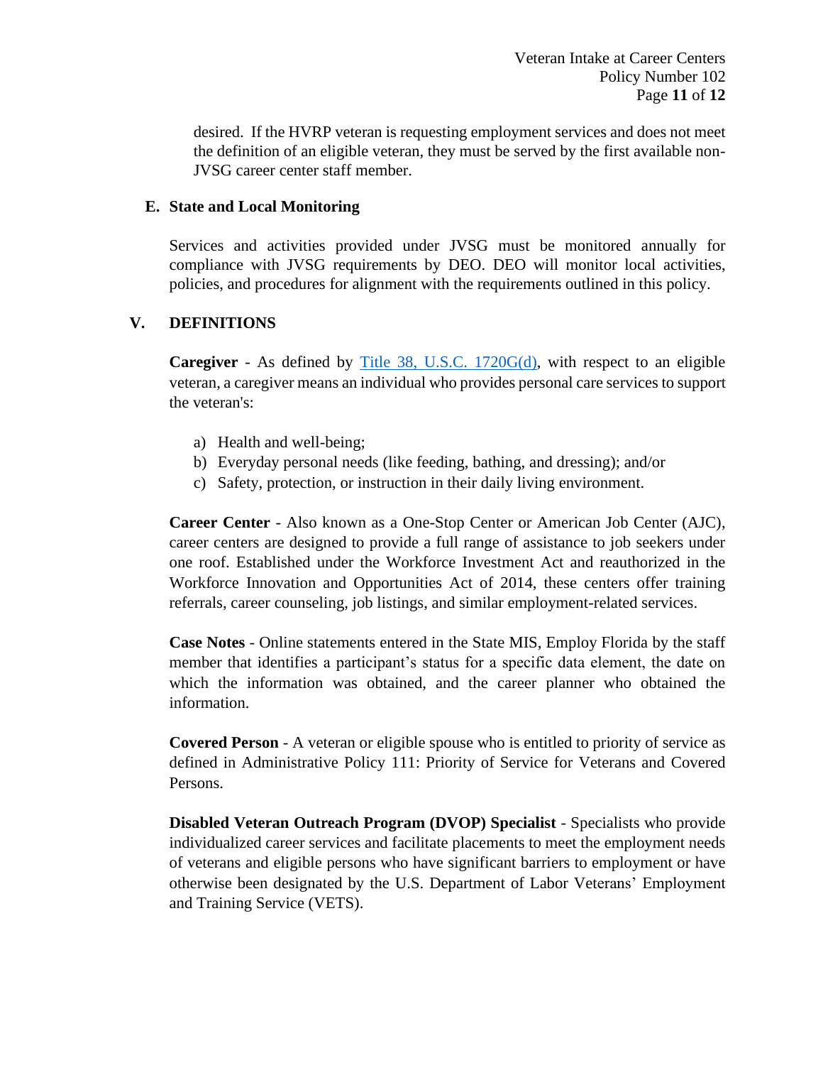desired. If the HVRP veteran is requesting employment services and does not meet the definition of an eligible veteran, they must be served by the first available non-JVSG career center staff member.

### E. State and Local Monitoring

Services and activities provided under JVSG must be monitored annually for compliance with JVSG requirements by DEO. DEO will monitor local activities, policies, and procedures for alignment with the requirements outlined in this policy.

## V. DEFINITIONS

**Caregiver** - As defined by [Title 38, U.S.C. 1720G(d)](), with respect to an eligible veteran, a caregiver means an individual who provides personal care services to support the veteran's:

a) Health and well-being;
b) Everyday personal needs (like feeding, bathing, and dressing); and/or
c) Safety, protection, or instruction in their daily living environment.

**Career Center** - Also known as a One-Stop Center or American Job Center (AJC), career centers are designed to provide a full range of assistance to job seekers under one roof. Established under the Workforce Investment Act and reauthorized in the Workforce Innovation and Opportunities Act of 2014, these centers offer training referrals, career counseling, job listings, and similar employment-related services.

**Case Notes** - Online statements entered in the State MIS, Employ Florida by the staff member that identifies a participant's status for a specific data element, the date on which the information was obtained, and the career planner who obtained the information.

**Covered Person** - A veteran or eligible spouse who is entitled to priority of service as defined in Administrative Policy 111: Priority of Service for Veterans and Covered Persons.

**Disabled Veteran Outreach Program (DVOP) Specialist** - Specialists who provide individualized career services and facilitate placements to meet the employment needs of veterans and eligible persons who have significant barriers to employment or have otherwise been designated by the U.S. Department of Labor Veterans' Employment and Training Service (VETS).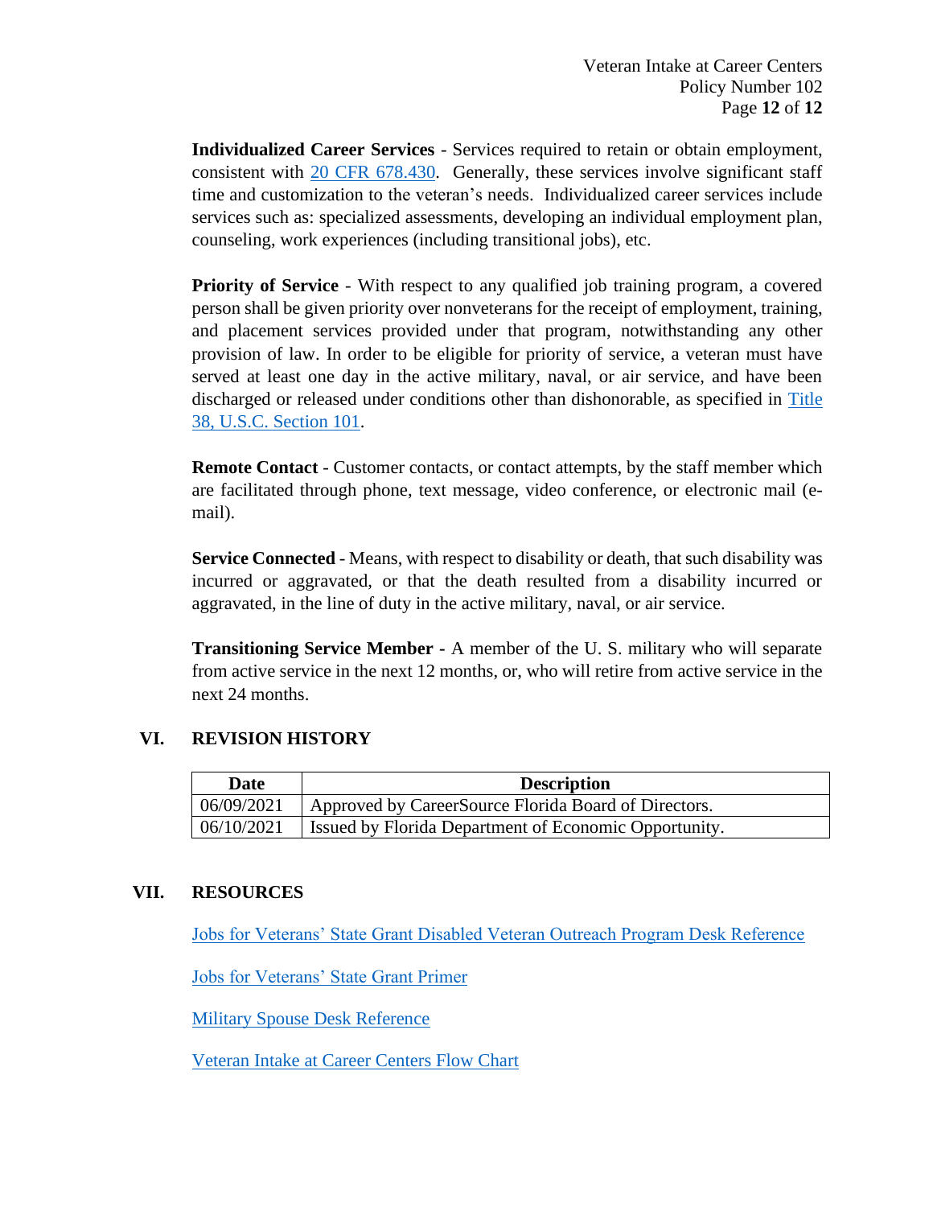**Individualized Career Services** - Services required to retain or obtain employment, consistent with 20 CFR 678.430. Generally, these services involve significant staff time and customization to the veteran's needs. Individualized career services include services such as: specialized assessments, developing an individual employment plan, counseling, work experiences (including transitional jobs), etc.

**Priority of Service** - With respect to any qualified job training program, a covered person shall be given priority over nonveterans for the receipt of employment, training, and placement services provided under that program, notwithstanding any other provision of law. In order to be eligible for priority of service, a veteran must have served at least one day in the active military, naval, or air service, and have been discharged or released under conditions other than dishonorable, as specified in Title 38, U.S.C. Section 101.

**Remote Contact** - Customer contacts, or contact attempts, by the staff member which are facilitated through phone, text message, video conference, or electronic mail (e-mail).

**Service Connected** - Means, with respect to disability or death, that such disability was incurred or aggravated, or that the death resulted from a disability incurred or aggravated, in the line of duty in the active military, naval, or air service.

**Transitioning Service Member** - A member of the U. S. military who will separate from active service in the next 12 months, or, who will retire from active service in the next 24 months.

## VI. REVISION HISTORY

| Date | Description |
|---|---|
| 06/09/2021 | Approved by CareerSource Florida Board of Directors. |
| 06/10/2021 | Issued by Florida Department of Economic Opportunity. |

## VII. RESOURCES

Jobs for Veterans' State Grant Disabled Veteran Outreach Program Desk Reference

Jobs for Veterans' State Grant Primer

Military Spouse Desk Reference

Veteran Intake at Career Centers Flow Chart